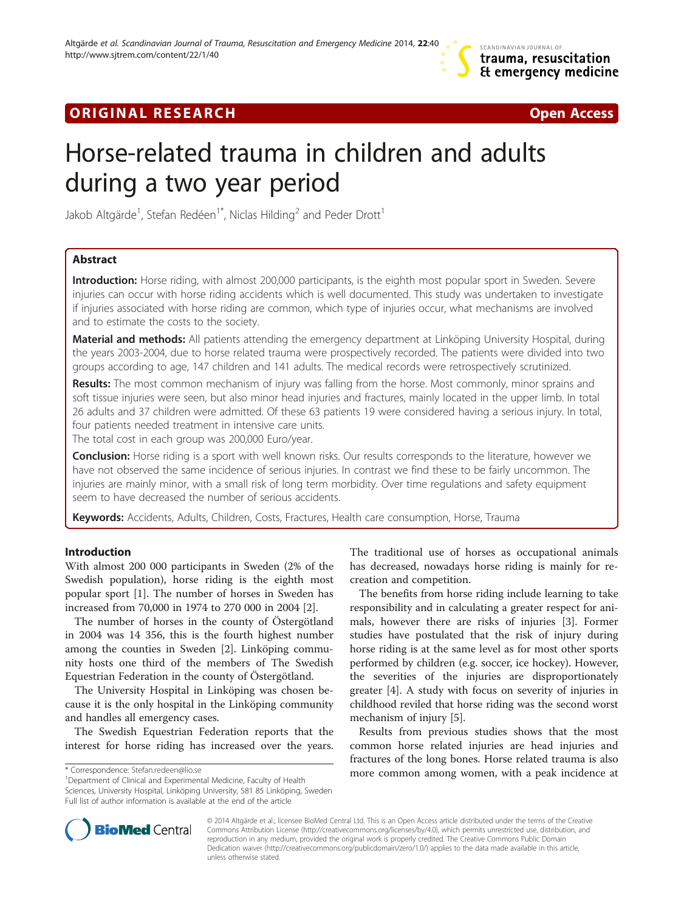ORIGINAL RESEARCH Open Access

# Horse-related trauma in children and adults during a two year period

Jakob Altgärde[1], Stefan Redéen[1*], Niclas Hilding[2] and Peder Drott[1]

## Abstract

**Introduction:** Horse riding, with almost 200,000 participants, is the eighth most popular sport in Sweden. Severe injuries can occur with horse riding accidents which is well documented. This study was undertaken to investigate if injuries associated with horse riding are common, which type of injuries occur, what mechanisms are involved and to estimate the costs to the society.

**Material and methods:** All patients attending the emergency department at Linköping University Hospital, during the years 2003-2004, due to horse related trauma were prospectively recorded. The patients were divided into two groups according to age, 147 children and 141 adults. The medical records were retrospectively scrutinized.

**Results:** The most common mechanism of injury was falling from the horse. Most commonly, minor sprains and soft tissue injuries were seen, but also minor head injuries and fractures, mainly located in the upper limb. In total 26 adults and 37 children were admitted. Of these 63 patients 19 were considered having a serious injury. In total, four patients needed treatment in intensive care units.
The total cost in each group was 200,000 Euro/year.

**Conclusion:** Horse riding is a sport with well known risks. Our results corresponds to the literature, however we have not observed the same incidence of serious injuries. In contrast we find these to be fairly uncommon. The injuries are mainly minor, with a small risk of long term morbidity. Over time regulations and safety equipment seem to have decreased the number of serious accidents.

**Keywords:** Accidents, Adults, Children, Costs, Fractures, Health care consumption, Horse, Trauma

## Introduction

With almost 200 000 participants in Sweden (2% of the Swedish population), horse riding is the eighth most popular sport [1]. The number of horses in Sweden has increased from 70,000 in 1974 to 270 000 in 2004 [2].

The number of horses in the county of Östergötland in 2004 was 14 356, this is the fourth highest number among the counties in Sweden [2]. Linköping community hosts one third of the members of The Swedish Equestrian Federation in the county of Östergötland.

The University Hospital in Linköping was chosen because it is the only hospital in the Linköping community and handles all emergency cases.

The Swedish Equestrian Federation reports that the interest for horse riding has increased over the years. The traditional use of horses as occupational animals has decreased, nowadays horse riding is mainly for recreation and competition.

The benefits from horse riding include learning to take responsibility and in calculating a greater respect for animals, however there are risks of injuries [3]. Former studies have postulated that the risk of injury during horse riding is at the same level as for most other sports performed by children (e.g. soccer, ice hockey). However, the severities of the injuries are disproportionately greater [4]. A study with focus on severity of injuries in childhood reviled that horse riding was the second worst mechanism of injury [5].

Results from previous studies shows that the most common horse related injuries are head injuries and fractures of the long bones. Horse related trauma is also more common among women, with a peak incidence at

\* Correspondence: Stefan.redeen@lio.se
[1]Department of Clinical and Experimental Medicine, Faculty of Health Sciences, University Hospital, Linköping University, 581 85 Linköping, Sweden
Full list of author information is available at the end of the article

© 2014 Altgärde et al.; licensee BioMed Central Ltd. This is an Open Access article distributed under the terms of the Creative Commons Attribution License (http://creativecommons.org/licenses/by/4.0), which permits unrestricted use, distribution, and reproduction in any medium, provided the original work is properly credited. The Creative Commons Public Domain Dedication waiver (http://creativecommons.org/publicdomain/zero/1.0/) applies to the data made available in this article, unless otherwise stated.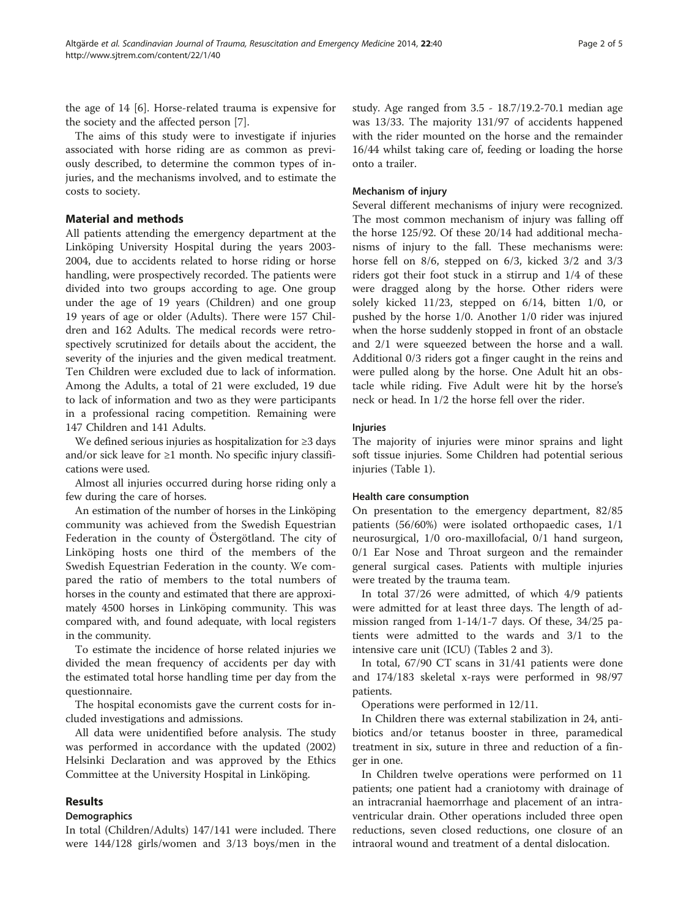the age of 14 [6]. Horse-related trauma is expensive for the society and the affected person [7].

The aims of this study were to investigate if injuries associated with horse riding are as common as previously described, to determine the common types of injuries, and the mechanisms involved, and to estimate the costs to society.

## Material and methods

All patients attending the emergency department at the Linköping University Hospital during the years 2003-2004, due to accidents related to horse riding or horse handling, were prospectively recorded. The patients were divided into two groups according to age. One group under the age of 19 years (Children) and one group 19 years of age or older (Adults). There were 157 Children and 162 Adults. The medical records were retrospectively scrutinized for details about the accident, the severity of the injuries and the given medical treatment. Ten Children were excluded due to lack of information. Among the Adults, a total of 21 were excluded, 19 due to lack of information and two as they were participants in a professional racing competition. Remaining were 147 Children and 141 Adults.

We defined serious injuries as hospitalization for ≥3 days and/or sick leave for ≥1 month. No specific injury classifications were used.

Almost all injuries occurred during horse riding only a few during the care of horses.

An estimation of the number of horses in the Linköping community was achieved from the Swedish Equestrian Federation in the county of Östergötland. The city of Linköping hosts one third of the members of the Swedish Equestrian Federation in the county. We compared the ratio of members to the total numbers of horses in the county and estimated that there are approximately 4500 horses in Linköping community. This was compared with, and found adequate, with local registers in the community.

To estimate the incidence of horse related injuries we divided the mean frequency of accidents per day with the estimated total horse handling time per day from the questionnaire.

The hospital economists gave the current costs for included investigations and admissions.

All data were unidentified before analysis. The study was performed in accordance with the updated (2002) Helsinki Declaration and was approved by the Ethics Committee at the University Hospital in Linköping.

## Results

### Demographics

In total (Children/Adults) 147/141 were included. There were 144/128 girls/women and 3/13 boys/men in the study. Age ranged from 3.5 - 18.7/19.2-70.1 median age was 13/33. The majority 131/97 of accidents happened with the rider mounted on the horse and the remainder 16/44 whilst taking care of, feeding or loading the horse onto a trailer.

### Mechanism of injury

Several different mechanisms of injury were recognized. The most common mechanism of injury was falling off the horse 125/92. Of these 20/14 had additional mechanisms of injury to the fall. These mechanisms were: horse fell on 8/6, stepped on 6/3, kicked 3/2 and 3/3 riders got their foot stuck in a stirrup and 1/4 of these were dragged along by the horse. Other riders were solely kicked 11/23, stepped on 6/14, bitten 1/0, or pushed by the horse 1/0. Another 1/0 rider was injured when the horse suddenly stopped in front of an obstacle and 2/1 were squeezed between the horse and a wall. Additional 0/3 riders got a finger caught in the reins and were pulled along by the horse. One Adult hit an obstacle while riding. Five Adult were hit by the horse's neck or head. In 1/2 the horse fell over the rider.

### Injuries

The majority of injuries were minor sprains and light soft tissue injuries. Some Children had potential serious injuries (Table 1).

### Health care consumption

On presentation to the emergency department, 82/85 patients (56/60%) were isolated orthopaedic cases, 1/1 neurosurgical, 1/0 oro-maxillofacial, 0/1 hand surgeon, 0/1 Ear Nose and Throat surgeon and the remainder general surgical cases. Patients with multiple injuries were treated by the trauma team.

In total 37/26 were admitted, of which 4/9 patients were admitted for at least three days. The length of admission ranged from 1-14/1-7 days. Of these, 34/25 patients were admitted to the wards and 3/1 to the intensive care unit (ICU) (Tables 2 and 3).

In total, 67/90 CT scans in 31/41 patients were done and 174/183 skeletal x-rays were performed in 98/97 patients.

Operations were performed in 12/11.

In Children there was external stabilization in 24, antibiotics and/or tetanus booster in three, paramedical treatment in six, suture in three and reduction of a finger in one.

In Children twelve operations were performed on 11 patients; one patient had a craniotomy with drainage of an intracranial haemorrhage and placement of an intraventricular drain. Other operations included three open reductions, seven closed reductions, one closure of an intraoral wound and treatment of a dental dislocation.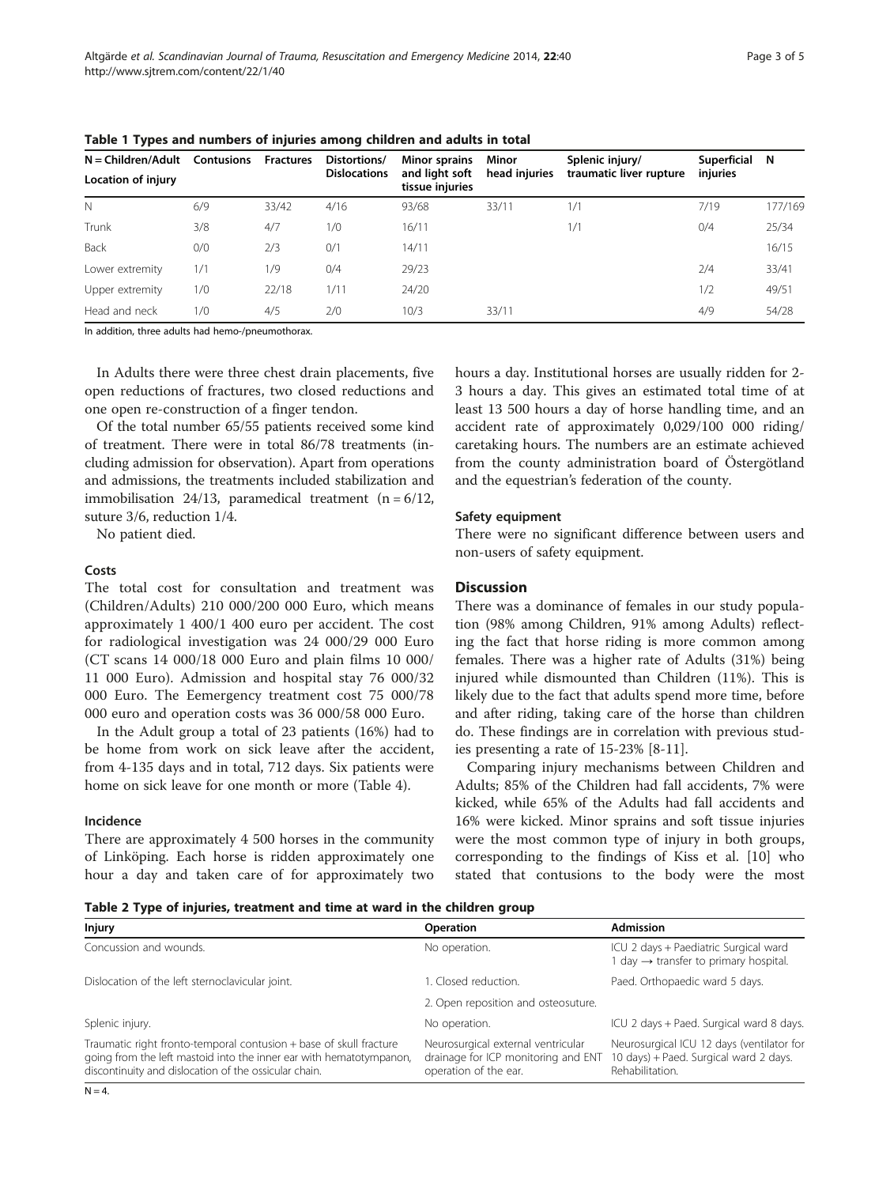**Table 1 Types and numbers of injuries among children and adults in total**

| N = Children/Adult Location of injury | Contusions | Fractures | Distortions/ Dislocations | Minor sprains and light soft tissue injuries | Minor head injuries | Splenic injury/ traumatic liver rupture | Superficial injuries | N |
|---|---|---|---|---|---|---|---|---|
| N | 6/9 | 33/42 | 4/16 | 93/68 | 33/11 | 1/1 | 7/19 | 177/169 |
| Trunk | 3/8 | 4/7 | 1/0 | 16/11 | | 1/1 | 0/4 | 25/34 |
| Back | 0/0 | 2/3 | 0/1 | 14/11 | | | | 16/15 |
| Lower extremity | 1/1 | 1/9 | 0/4 | 29/23 | | | 2/4 | 33/41 |
| Upper extremity | 1/0 | 22/18 | 1/11 | 24/20 | | | 1/2 | 49/51 |
| Head and neck | 1/0 | 4/5 | 2/0 | 10/3 | 33/11 | | 4/9 | 54/28 |

In addition, three adults had hemo-/pneumothorax.

In Adults there were three chest drain placements, five open reductions of fractures, two closed reductions and one open re-construction of a finger tendon.

Of the total number 65/55 patients received some kind of treatment. There were in total 86/78 treatments (including admission for observation). Apart from operations and admissions, the treatments included stabilization and immobilisation 24/13, paramedical treatment (n = 6/12, suture 3/6, reduction 1/4.

No patient died.

### Costs

The total cost for consultation and treatment was (Children/Adults) 210 000/200 000 Euro, which means approximately 1 400/1 400 euro per accident. The cost for radiological investigation was 24 000/29 000 Euro (CT scans 14 000/18 000 Euro and plain films 10 000/ 11 000 Euro). Admission and hospital stay 76 000/32 000 Euro. The Eemergency treatment cost 75 000/78 000 euro and operation costs was 36 000/58 000 Euro.

In the Adult group a total of 23 patients (16%) had to be home from work on sick leave after the accident, from 4-135 days and in total, 712 days. Six patients were home on sick leave for one month or more (Table 4).

### Incidence

There are approximately 4 500 horses in the community of Linköping. Each horse is ridden approximately one hour a day and taken care of for approximately two hours a day. Institutional horses are usually ridden for 2-3 hours a day. This gives an estimated total time of at least 13 500 hours a day of horse handling time, and an accident rate of approximately 0,029/100 000 riding/ caretaking hours. The numbers are an estimate achieved from the county administration board of Östergötland and the equestrian's federation of the county.

### Safety equipment

There were no significant difference between users and non-users of safety equipment.

## Discussion

There was a dominance of females in our study population (98% among Children, 91% among Adults) reflecting the fact that horse riding is more common among females. There was a higher rate of Adults (31%) being injured while dismounted than Children (11%). This is likely due to the fact that adults spend more time, before and after riding, taking care of the horse than children do. These findings are in correlation with previous studies presenting a rate of 15-23% [8-11].

Comparing injury mechanisms between Children and Adults; 85% of the Children had fall accidents, 7% were kicked, while 65% of the Adults had fall accidents and 16% were kicked. Minor sprains and soft tissue injuries were the most common type of injury in both groups, corresponding to the findings of Kiss et al. [10] who stated that contusions to the body were the most

**Table 2 Type of injuries, treatment and time at ward in the children group**

| Injury | Operation | Admission |
|---|---|---|
| Concussion and wounds. | No operation. | ICU 2 days + Paediatric Surgical ward 1 day → transfer to primary hospital. |
| Dislocation of the left sternoclavicular joint. | 1. Closed reduction. 2. Open reposition and osteosuture. | Paed. Orthopaedic ward 5 days. |
| Splenic injury. | No operation. | ICU 2 days + Paed. Surgical ward 8 days. |
| Traumatic right fronto-temporal contusion + base of skull fracture going from the left mastoid into the inner ear with hematotympanon, discontinuity and dislocation of the ossicular chain. | Neurosurgical external ventricular drainage for ICP monitoring and ENT operation of the ear. | Neurosurgical ICU 12 days (ventilator for 10 days) + Paed. Surgical ward 2 days. Rehabilitation. |

N = 4.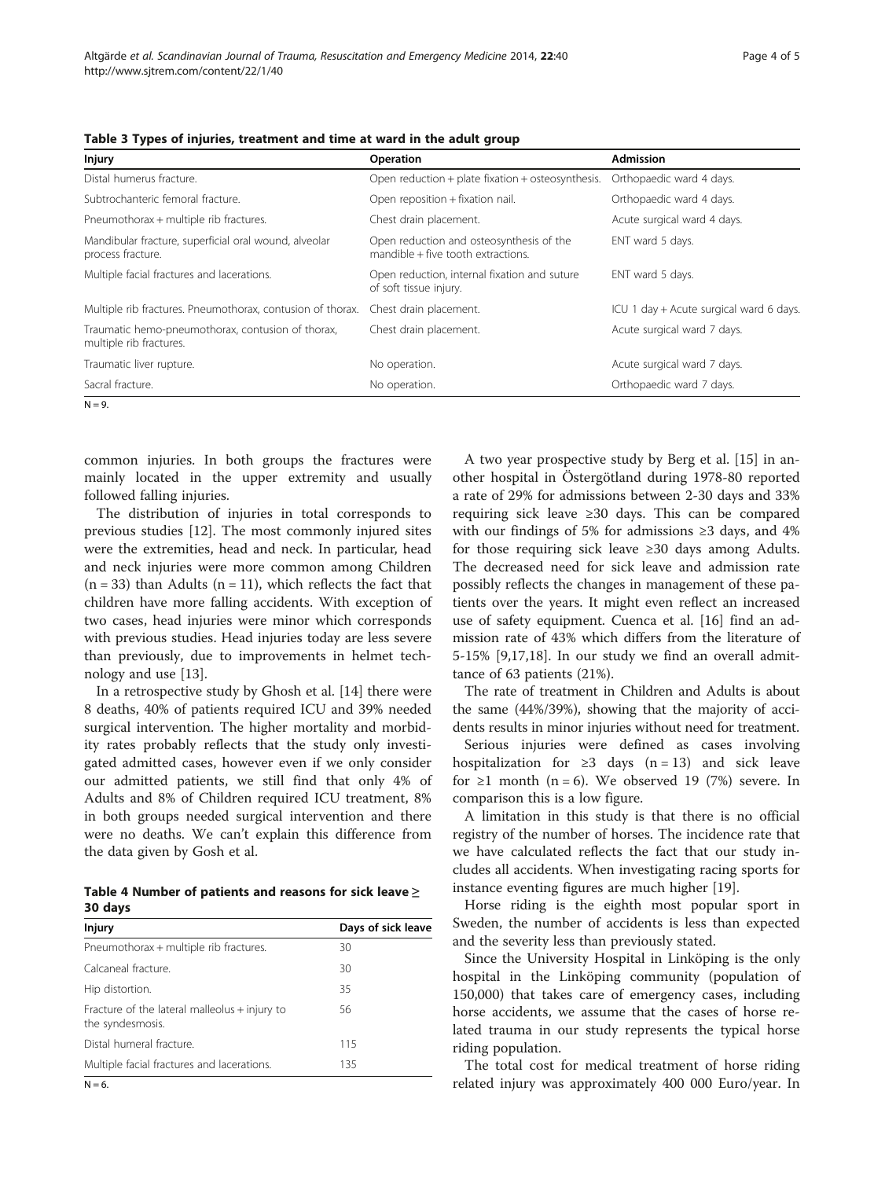**Table 3 Types of injuries, treatment and time at ward in the adult group**

| Injury | Operation | Admission |
|---|---|---|
| Distal humerus fracture. | Open reduction + plate fixation + osteosynthesis. | Orthopaedic ward 4 days. |
| Subtrochanteric femoral fracture. | Open reposition + fixation nail. | Orthopaedic ward 4 days. |
| Pneumothorax + multiple rib fractures. | Chest drain placement. | Acute surgical ward 4 days. |
| Mandibular fracture, superficial oral wound, alveolar process fracture. | Open reduction and osteosynthesis of the mandible + five tooth extractions. | ENT ward 5 days. |
| Multiple facial fractures and lacerations. | Open reduction, internal fixation and suture of soft tissue injury. | ENT ward 5 days. |
| Multiple rib fractures. Pneumothorax, contusion of thorax. | Chest drain placement. | ICU 1 day + Acute surgical ward 6 days. |
| Traumatic hemo-pneumothorax, contusion of thorax, multiple rib fractures. | Chest drain placement. | Acute surgical ward 7 days. |
| Traumatic liver rupture. | No operation. | Acute surgical ward 7 days. |
| Sacral fracture. | No operation. | Orthopaedic ward 7 days. |

N = 9.

common injuries. In both groups the fractures were mainly located in the upper extremity and usually followed falling injuries.

The distribution of injuries in total corresponds to previous studies [12]. The most commonly injured sites were the extremities, head and neck. In particular, head and neck injuries were more common among Children (n = 33) than Adults (n = 11), which reflects the fact that children have more falling accidents. With exception of two cases, head injuries were minor which corresponds with previous studies. Head injuries today are less severe than previously, due to improvements in helmet technology and use [13].

In a retrospective study by Ghosh et al. [14] there were 8 deaths, 40% of patients required ICU and 39% needed surgical intervention. The higher mortality and morbidity rates probably reflects that the study only investigated admitted cases, however even if we only consider our admitted patients, we still find that only 4% of Adults and 8% of Children required ICU treatment, 8% in both groups needed surgical intervention and there were no deaths. We can't explain this difference from the data given by Gosh et al.

**Table 4 Number of patients and reasons for sick leave ≥ 30 days**

| Injury | Days of sick leave |
|---|---|
| Pneumothorax + multiple rib fractures. | 30 |
| Calcaneal fracture. | 30 |
| Hip distortion. | 35 |
| Fracture of the lateral malleolus + injury to the syndesmosis. | 56 |
| Distal humeral fracture. | 115 |
| Multiple facial fractures and lacerations. | 135 |

N = 6.

A two year prospective study by Berg et al. [15] in another hospital in Östergötland during 1978-80 reported a rate of 29% for admissions between 2-30 days and 33% requiring sick leave ≥30 days. This can be compared with our findings of 5% for admissions ≥3 days, and 4% for those requiring sick leave ≥30 days among Adults. The decreased need for sick leave and admission rate possibly reflects the changes in management of these patients over the years. It might even reflect an increased use of safety equipment. Cuenca et al. [16] find an admission rate of 43% which differs from the literature of 5-15% [9,17,18]. In our study we find an overall admittance of 63 patients (21%).

The rate of treatment in Children and Adults is about the same (44%/39%), showing that the majority of accidents results in minor injuries without need for treatment.

Serious injuries were defined as cases involving hospitalization for ≥3 days (n = 13) and sick leave for ≥1 month (n = 6). We observed 19 (7%) severe. In comparison this is a low figure.

A limitation in this study is that there is no official registry of the number of horses. The incidence rate that we have calculated reflects the fact that our study includes all accidents. When investigating racing sports for instance eventing figures are much higher [19].

Horse riding is the eighth most popular sport in Sweden, the number of accidents is less than expected and the severity less than previously stated.

Since the University Hospital in Linköping is the only hospital in the Linköping community (population of 150,000) that takes care of emergency cases, including horse accidents, we assume that the cases of horse related trauma in our study represents the typical horse riding population.

The total cost for medical treatment of horse riding related injury was approximately 400 000 Euro/year. In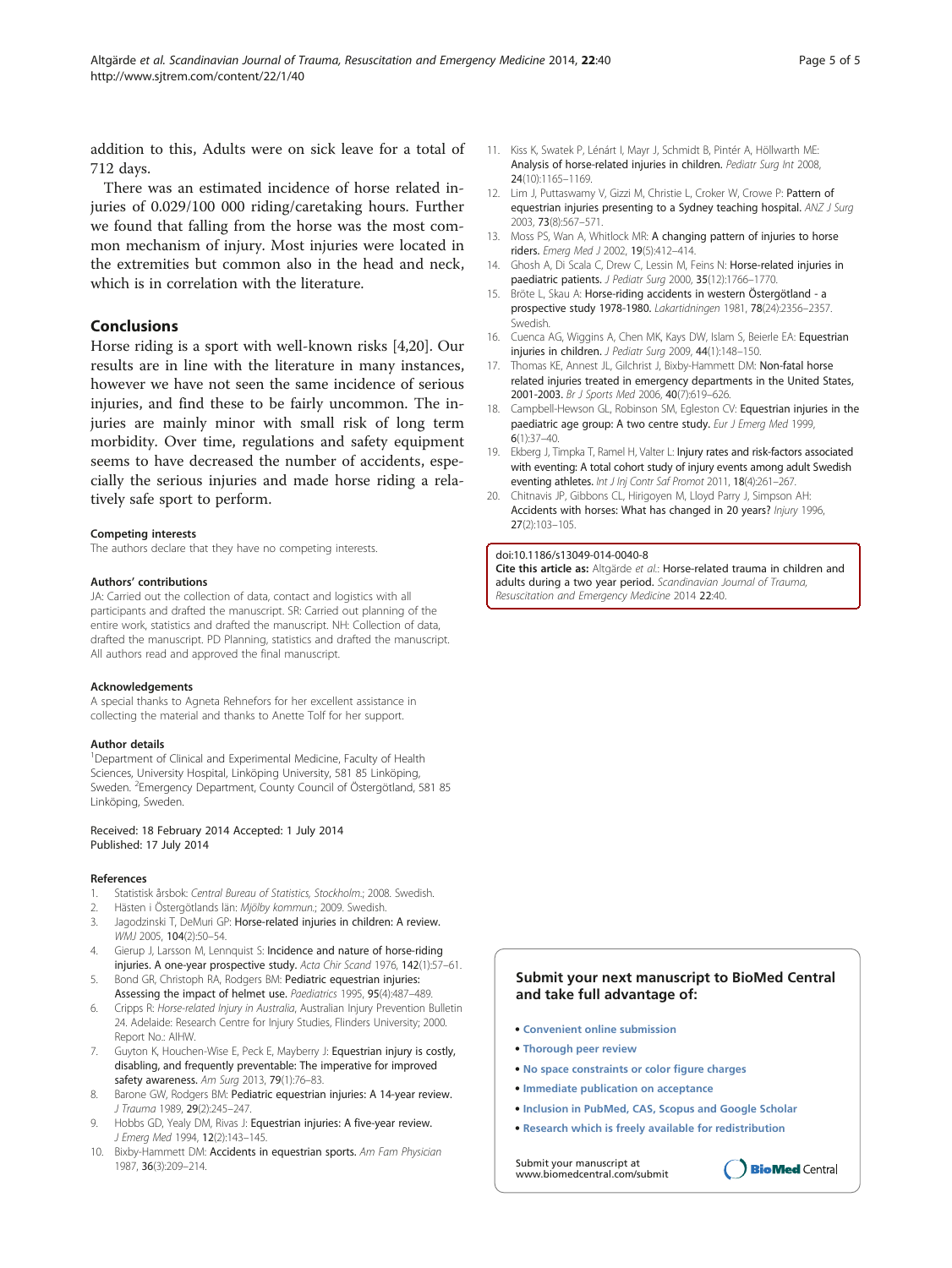addition to this, Adults were on sick leave for a total of 712 days.

There was an estimated incidence of horse related injuries of 0.029/100 000 riding/caretaking hours. Further we found that falling from the horse was the most common mechanism of injury. Most injuries were located in the extremities but common also in the head and neck, which is in correlation with the literature.

## Conclusions

Horse riding is a sport with well-known risks [4,20]. Our results are in line with the literature in many instances, however we have not seen the same incidence of serious injuries, and find these to be fairly uncommon. The injuries are mainly minor with small risk of long term morbidity. Over time, regulations and safety equipment seems to have decreased the number of accidents, especially the serious injuries and made horse riding a relatively safe sport to perform.

#### Competing interests

The authors declare that they have no competing interests.

#### Authors' contributions

JA: Carried out the collection of data, contact and logistics with all participants and drafted the manuscript. SR: Carried out planning of the entire work, statistics and drafted the manuscript. NH: Collection of data, drafted the manuscript. PD Planning, statistics and drafted the manuscript. All authors read and approved the final manuscript.

#### Acknowledgements

A special thanks to Agneta Rehnefors for her excellent assistance in collecting the material and thanks to Anette Tolf for her support.

#### Author details

[1]Department of Clinical and Experimental Medicine, Faculty of Health Sciences, University Hospital, Linköping University, 581 85 Linköping, Sweden. [2]Emergency Department, County Council of Östergötland, 581 85 Linköping, Sweden.

Received: 18 February 2014 Accepted: 1 July 2014
Published: 17 July 2014

#### References

1. Statistisk årsbok: *Central Bureau of Statistics, Stockholm*.; 2008. Swedish.
2. Hästen i Östergötlands län: *Mjölby kommun*.; 2009. Swedish.
3. Jagodzinski T, DeMuri GP: **Horse-related injuries in children: A review.** *WMJ* 2005, **104**(2):50–54.
4. Gierup J, Larsson M, Lennquist S: **Incidence and nature of horse-riding injuries. A one-year prospective study.** *Acta Chir Scand* 1976, **142**(1):57–61.
5. Bond GR, Christoph RA, Rodgers BM: **Pediatric equestrian injuries: Assessing the impact of helmet use.** *Paediatrics* 1995, **95**(4):487–489.
6. Cripps R: *Horse-related Injury in Australia*, Australian Injury Prevention Bulletin 24. Adelaide: Research Centre for Injury Studies, Flinders University; 2000. Report No.: AIHW.
7. Guyton K, Houchen-Wise E, Peck E, Mayberry J: **Equestrian injury is costly, disabling, and frequently preventable: The imperative for improved safety awareness.** *Am Surg* 2013, **79**(1):76–83.
8. Barone GW, Rodgers BM: **Pediatric equestrian injuries: A 14-year review.** *J Trauma* 1989, **29**(2):245–247.
9. Hobbs GD, Yealy DM, Rivas J: **Equestrian injuries: A five-year review.** *J Emerg Med* 1994, **12**(2):143–145.
10. Bixby-Hammett DM: **Accidents in equestrian sports.** *Am Fam Physician* 1987, **36**(3):209–214.
11. Kiss K, Swatek P, Lénárt I, Mayr J, Schmidt B, Pintér A, Höllwarth ME: **Analysis of horse-related injuries in children.** *Pediatr Surg Int* 2008, **24**(10):1165–1169.
12. Lim J, Puttaswamy V, Gizzi M, Christie L, Croker W, Crowe P: **Pattern of equestrian injuries presenting to a Sydney teaching hospital.** *ANZ J Surg* 2003, **73**(8):567–571.
13. Moss PS, Wan A, Whitlock MR: **A changing pattern of injuries to horse riders.** *Emerg Med J* 2002, **19**(5):412–414.
14. Ghosh A, Di Scala C, Drew C, Lessin M, Feins N: **Horse-related injuries in paediatric patients.** *J Pediatr Surg* 2000, **35**(12):1766–1770.
15. Bröte L, Skau A: **Horse-riding accidents in western Östergötland - a prospective study 1978-1980.** *Lakartidningen* 1981, **78**(24):2356–2357. Swedish.
16. Cuenca AG, Wiggins A, Chen MK, Kays DW, Islam S, Beierle EA: **Equestrian injuries in children.** *J Pediatr Surg* 2009, **44**(1):148–150.
17. Thomas KE, Annest JL, Gilchrist J, Bixby-Hammett DM: **Non-fatal horse related injuries treated in emergency departments in the United States, 2001-2003.** *Br J Sports Med* 2006, **40**(7):619–626.
18. Campbell-Hewson GL, Robinson SM, Egleston CV: **Equestrian injuries in the paediatric age group: A two centre study.** *Eur J Emerg Med* 1999, **6**(1):37–40.
19. Ekberg J, Timpka T, Ramel H, Valter L: **Injury rates and risk-factors associated with eventing: A total cohort study of injury events among adult Swedish eventing athletes.** *Int J Inj Contr Saf Promot* 2011, **18**(4):261–267.
20. Chitnavis JP, Gibbons CL, Hirigoyen M, Lloyd Parry J, Simpson AH: **Accidents with horses: What has changed in 20 years?** *Injury* 1996, **27**(2):103–105.

doi:10.1186/s13049-014-0040-8
**Cite this article as:** Altgärde *et al.*: Horse-related trauma in children and adults during a two year period. *Scandinavian Journal of Trauma, Resuscitation and Emergency Medicine* 2014 **22**:40.

**Submit your next manuscript to BioMed Central and take full advantage of:**

- **Convenient online submission**
- **Thorough peer review**
- **No space constraints or color figure charges**
- **Immediate publication on acceptance**
- **Inclusion in PubMed, CAS, Scopus and Google Scholar**
- **Research which is freely available for redistribution**

Submit your manuscript at
www.biomedcentral.com/submit

BioMed Central